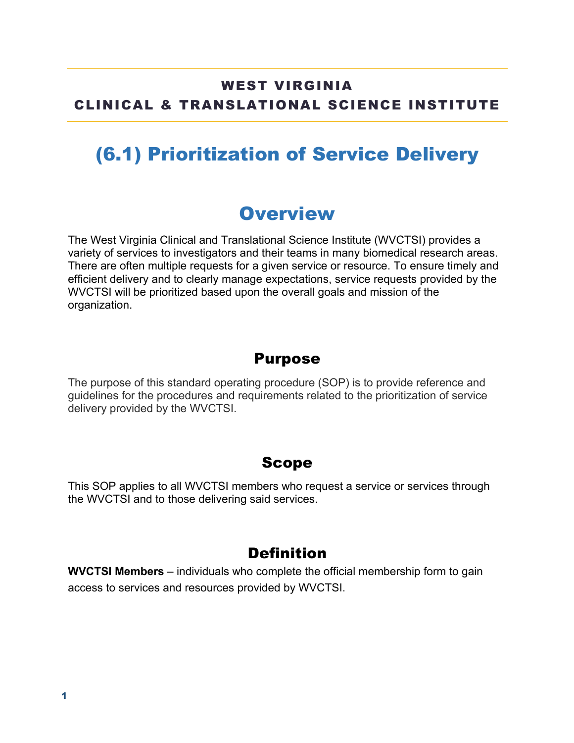**WEST VIRGINIA**
**CLINICAL & TRANSLATIONAL SCIENCE INSTITUTE**

# (6.1) Prioritization of Service Delivery

## Overview

The West Virginia Clinical and Translational Science Institute (WVCTSI) provides a variety of services to investigators and their teams in many biomedical research areas. There are often multiple requests for a given service or resource. To ensure timely and efficient delivery and to clearly manage expectations, service requests provided by the WVCTSI will be prioritized based upon the overall goals and mission of the organization.

### Purpose

The purpose of this standard operating procedure (SOP) is to provide reference and guidelines for the procedures and requirements related to the prioritization of service delivery provided by the WVCTSI.

### Scope

This SOP applies to all WVCTSI members who request a service or services through the WVCTSI and to those delivering said services.

### Definition

**WVCTSI Members** – individuals who complete the official membership form to gain access to services and resources provided by WVCTSI.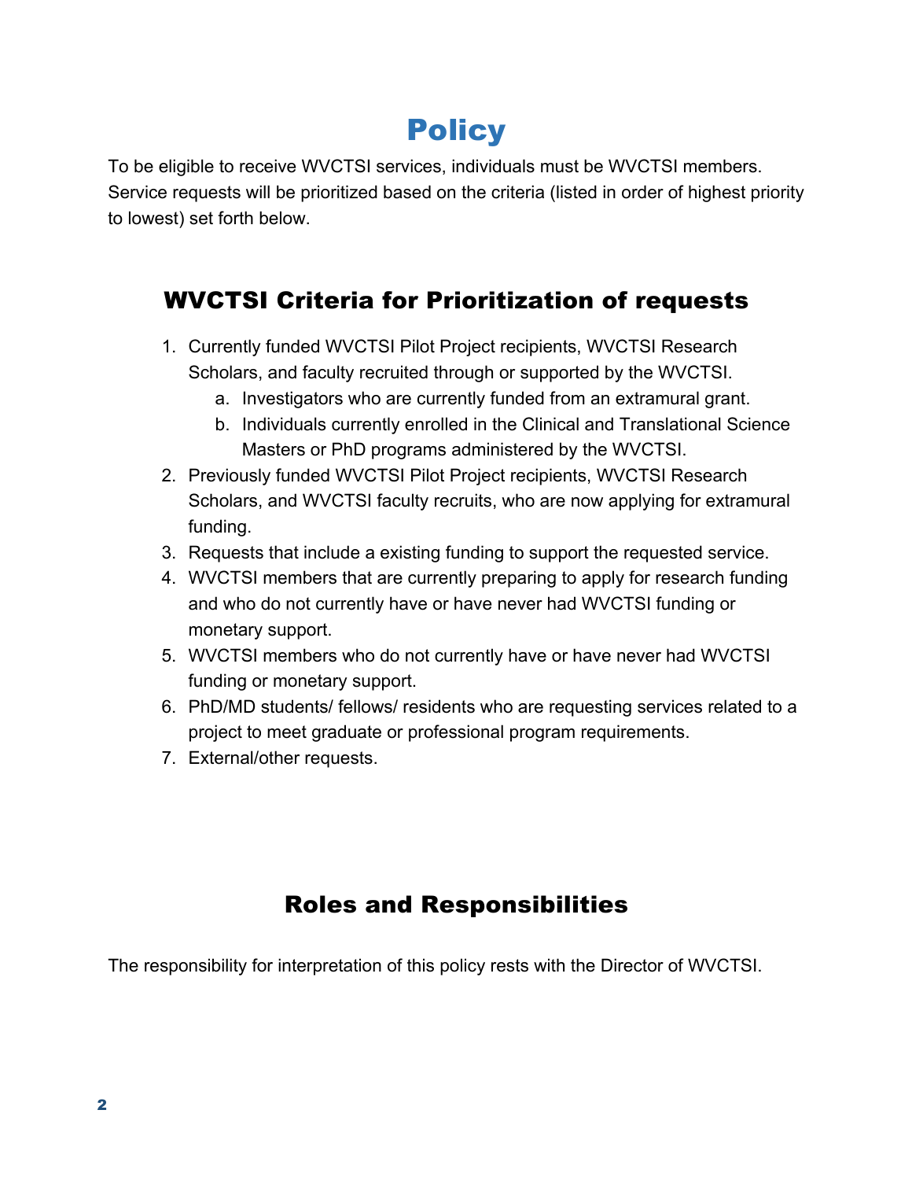# Policy

To be eligible to receive WVCTSI services, individuals must be WVCTSI members. Service requests will be prioritized based on the criteria (listed in order of highest priority to lowest) set forth below.

## WVCTSI Criteria for Prioritization of requests

1. Currently funded WVCTSI Pilot Project recipients, WVCTSI Research Scholars, and faculty recruited through or supported by the WVCTSI.
   a. Investigators who are currently funded from an extramural grant.
   b. Individuals currently enrolled in the Clinical and Translational Science Masters or PhD programs administered by the WVCTSI.
2. Previously funded WVCTSI Pilot Project recipients, WVCTSI Research Scholars, and WVCTSI faculty recruits, who are now applying for extramural funding.
3. Requests that include a existing funding to support the requested service.
4. WVCTSI members that are currently preparing to apply for research funding and who do not currently have or have never had WVCTSI funding or monetary support.
5. WVCTSI members who do not currently have or have never had WVCTSI funding or monetary support.
6. PhD/MD students/ fellows/ residents who are requesting services related to a project to meet graduate or professional program requirements.
7. External/other requests.

## Roles and Responsibilities

The responsibility for interpretation of this policy rests with the Director of WVCTSI.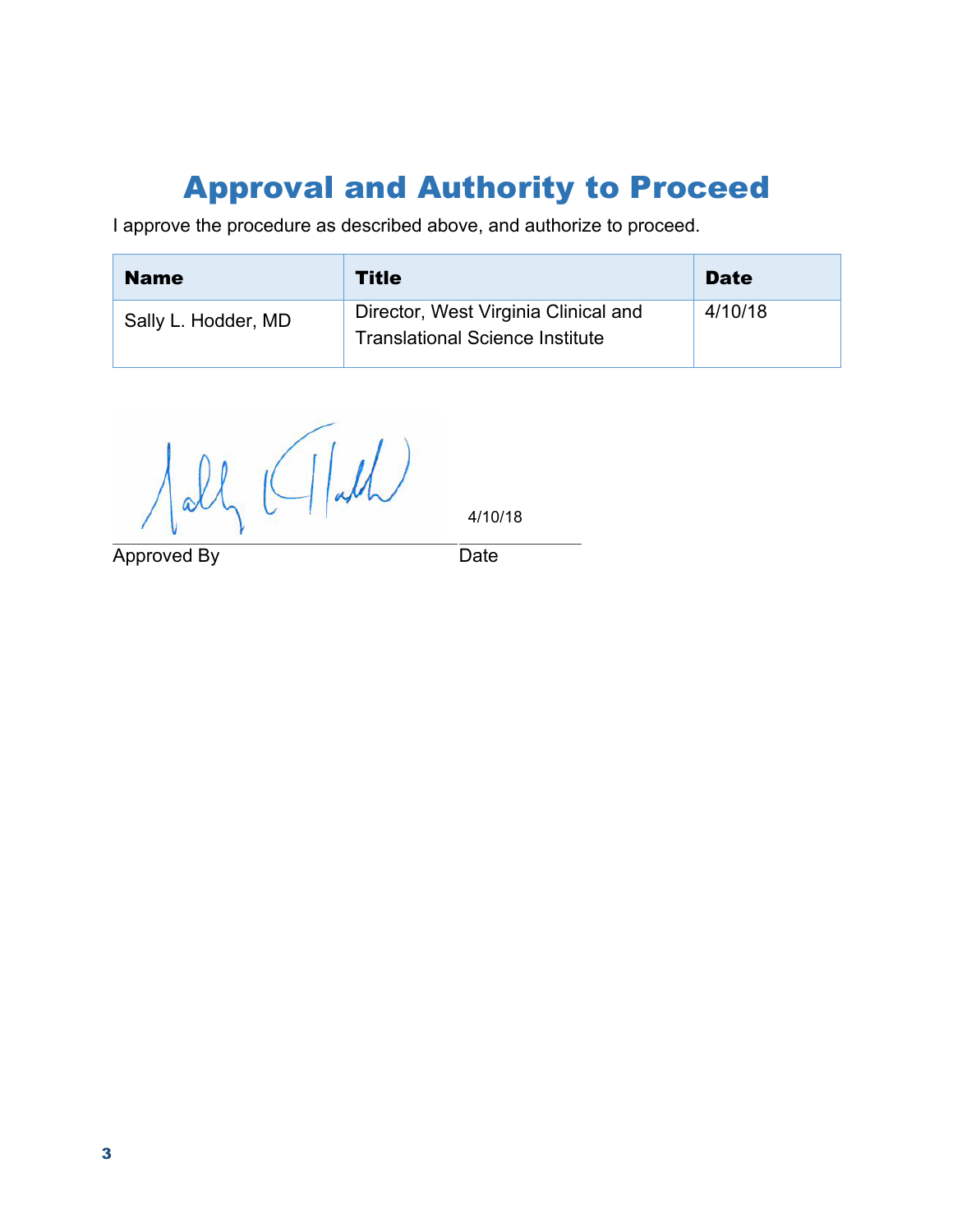# Approval and Authority to Proceed

I approve the procedure as described above, and authorize to proceed.

| Name | Title | Date |
|---|---|---|
| Sally L. Hodder, MD | Director, West Virginia Clinical and Translational Science Institute | 4/10/18 |

4/10/18

Approved By Date